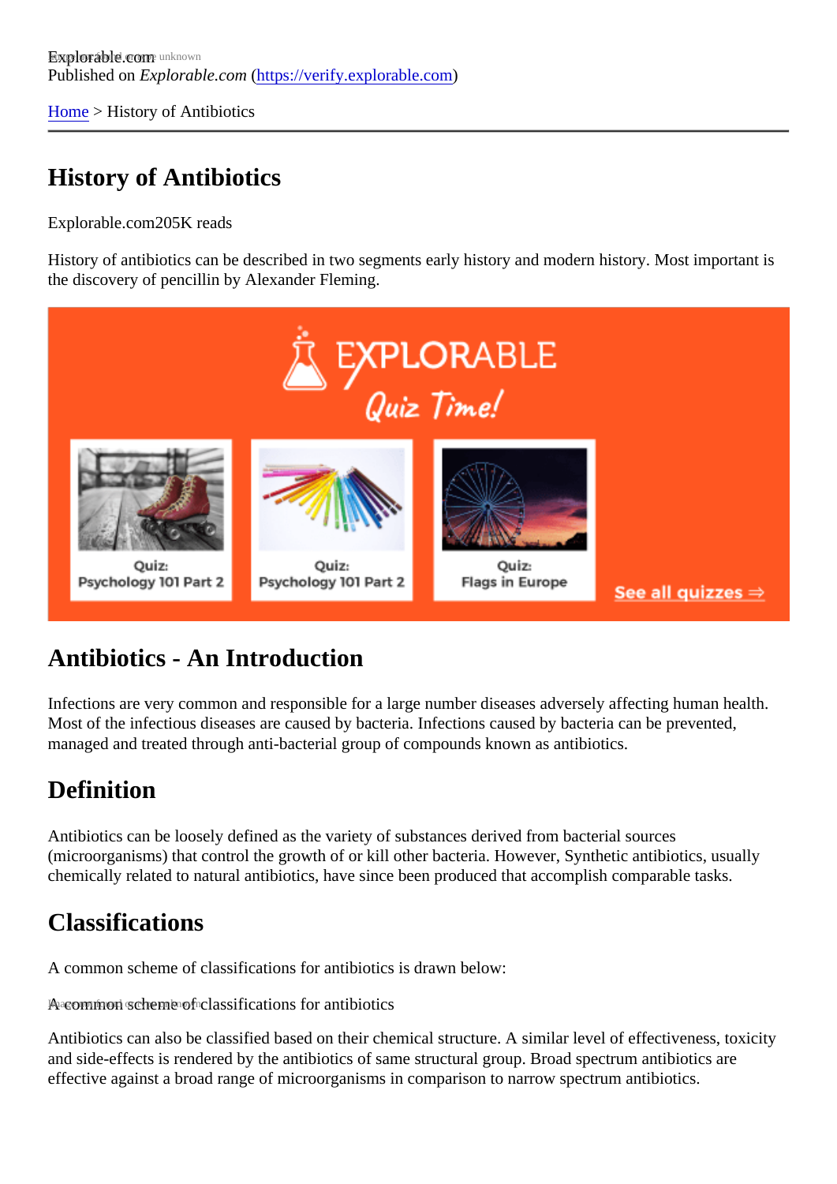Explorable.com
Published on *Explorable.com* (https://verify.explorable.com)

Home > History of Antibiotics

# History of Antibiotics

Explorable.com205K reads

History of antibiotics can be described in two segments early history and modern history. Most important is the discovery of pencillin by Alexander Fleming.

## Antibiotics - An Introduction

Infections are very common and responsible for a large number diseases adversely affecting human health. Most of the infectious diseases are caused by bacteria. Infections caused by bacteria can be prevented, managed and treated through anti-bacterial group of compounds known as antibiotics.

## Definition

Antibiotics can be loosely defined as the variety of substances derived from bacterial sources (microorganisms) that control the growth of or kill other bacteria. However, Synthetic antibiotics, usually chemically related to natural antibiotics, have since been produced that accomplish comparable tasks.

## Classifications

A common scheme of classifications for antibiotics is drawn below:

A common scheme of classifications for antibiotics

Antibiotics can also be classified based on their chemical structure. A similar level of effectiveness, toxicity and side-effects is rendered by the antibiotics of same structural group. Broad spectrum antibiotics are effective against a broad range of microorganisms in comparison to narrow spectrum antibiotics.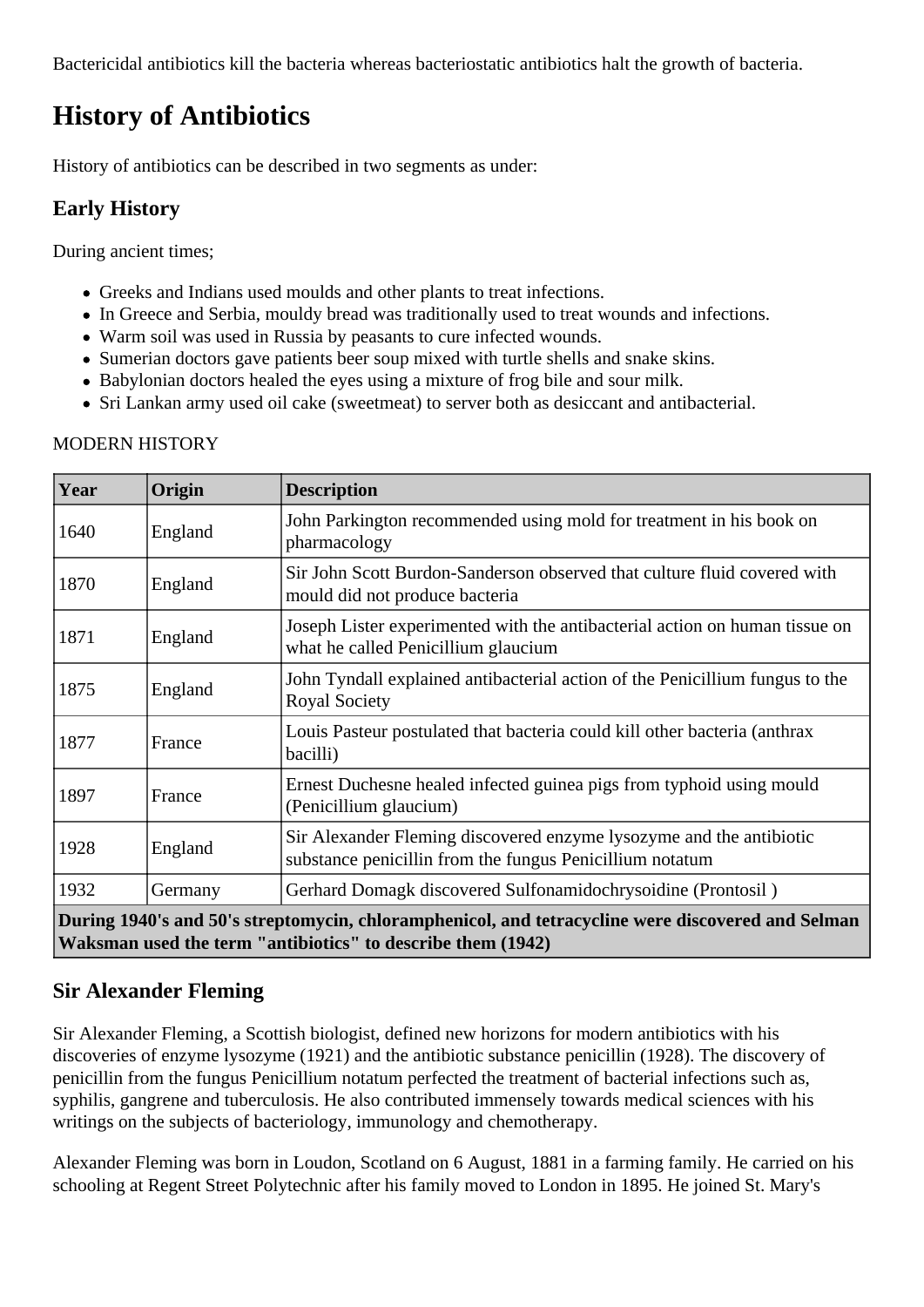Bactericidal antibiotics kill the bacteria whereas bacteriostatic antibiotics halt the growth of bacteria.

# History of Antibiotics

History of antibiotics can be described in two segments as under:

## Early History

During ancient times;

- Greeks and Indians used moulds and other plants to treat infections.
- In Greece and Serbia, mouldy bread was traditionally used to treat wounds and infections.
- Warm soil was used in Russia by peasants to cure infected wounds.
- Sumerian doctors gave patients beer soup mixed with turtle shells and snake skins.
- Babylonian doctors healed the eyes using a mixture of frog bile and sour milk.
- Sri Lankan army used oil cake (sweetmeat) to server both as desiccant and antibacterial.

MODERN HISTORY

| Year | Origin | Description |
|---|---|---|
| 1640 | England | John Parkington recommended using mold for treatment in his book on pharmacology |
| 1870 | England | Sir John Scott Burdon-Sanderson observed that culture fluid covered with mould did not produce bacteria |
| 1871 | England | Joseph Lister experimented with the antibacterial action on human tissue on what he called Penicillium glaucium |
| 1875 | England | John Tyndall explained antibacterial action of the Penicillium fungus to the Royal Society |
| 1877 | France | Louis Pasteur postulated that bacteria could kill other bacteria (anthrax bacilli) |
| 1897 | France | Ernest Duchesne healed infected guinea pigs from typhoid using mould (Penicillium glaucium) |
| 1928 | England | Sir Alexander Fleming discovered enzyme lysozyme and the antibiotic substance penicillin from the fungus Penicillium notatum |
| 1932 | Germany | Gerhard Domagk discovered Sulfonamidochrysoidine (Prontosil ) |
| **During 1940's and 50's streptomycin, chloramphenicol, and tetracycline were discovered and Selman Waksman used the term "antibiotics" to describe them (1942)** | | |

## Sir Alexander Fleming

Sir Alexander Fleming, a Scottish biologist, defined new horizons for modern antibiotics with his discoveries of enzyme lysozyme (1921) and the antibiotic substance penicillin (1928). The discovery of penicillin from the fungus Penicillium notatum perfected the treatment of bacterial infections such as, syphilis, gangrene and tuberculosis. He also contributed immensely towards medical sciences with his writings on the subjects of bacteriology, immunology and chemotherapy.

Alexander Fleming was born in Loudon, Scotland on 6 August, 1881 in a farming family. He carried on his schooling at Regent Street Polytechnic after his family moved to London in 1895. He joined St. Mary's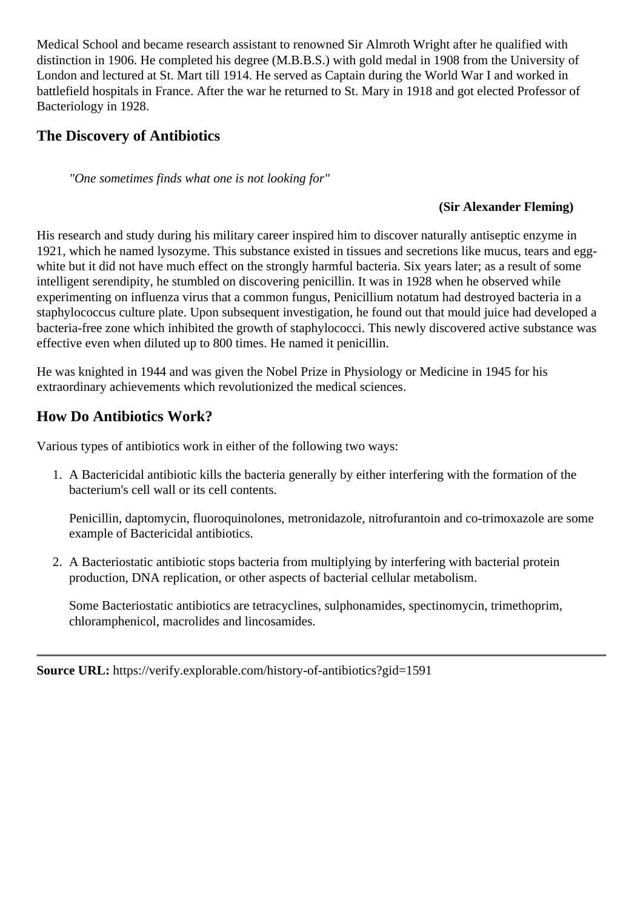Medical School and became research assistant to renowned Sir Almroth Wright after he qualified with distinction in 1906. He completed his degree (M.B.B.S.) with gold medal in 1908 from the University of London and lectured at St. Mart till 1914. He served as Captain during the World War I and worked in battlefield hospitals in France. After the war he returned to St. Mary in 1918 and got elected Professor of Bacteriology in 1928.

## The Discovery of Antibiotics

> *"One sometimes finds what one is not looking for"*
>
> **(Sir Alexander Fleming)**

His research and study during his military career inspired him to discover naturally antiseptic enzyme in 1921, which he named lysozyme. This substance existed in tissues and secretions like mucus, tears and egg-white but it did not have much effect on the strongly harmful bacteria. Six years later; as a result of some intelligent serendipity, he stumbled on discovering penicillin. It was in 1928 when he observed while experimenting on influenza virus that a common fungus, Penicillium notatum had destroyed bacteria in a staphylococcus culture plate. Upon subsequent investigation, he found out that mould juice had developed a bacteria-free zone which inhibited the growth of staphylococci. This newly discovered active substance was effective even when diluted up to 800 times. He named it penicillin.

He was knighted in 1944 and was given the Nobel Prize in Physiology or Medicine in 1945 for his extraordinary achievements which revolutionized the medical sciences.

## How Do Antibiotics Work?

Various types of antibiotics work in either of the following two ways:

1. A Bactericidal antibiotic kills the bacteria generally by either interfering with the formation of the bacterium's cell wall or its cell contents.

   Penicillin, daptomycin, fluoroquinolones, metronidazole, nitrofurantoin and co-trimoxazole are some example of Bactericidal antibiotics.

2. A Bacteriostatic antibiotic stops bacteria from multiplying by interfering with bacterial protein production, DNA replication, or other aspects of bacterial cellular metabolism.

   Some Bacteriostatic antibiotics are tetracyclines, sulphonamides, spectinomycin, trimethoprim, chloramphenicol, macrolides and lincosamides.

---

**Source URL:** https://verify.explorable.com/history-of-antibiotics?gid=1591